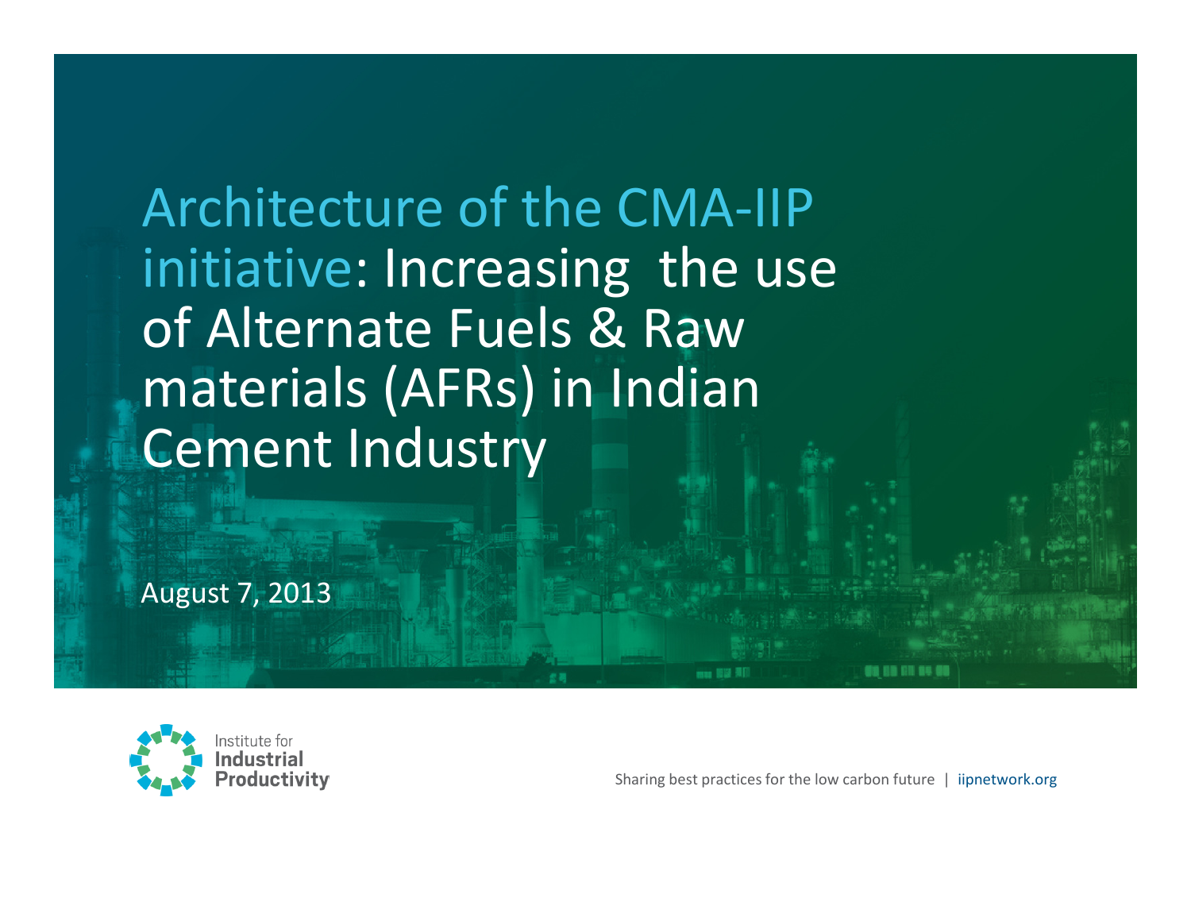# Architecture of the CMA-IIP initiative: Increasing the use of Alternate Fuels & Raw materials (AFRs) in Indian Cement Industry

August 7, 2013

Institute for **Industrial Productivity**

Sharing best practices for the low carbon future | iipnetwork.org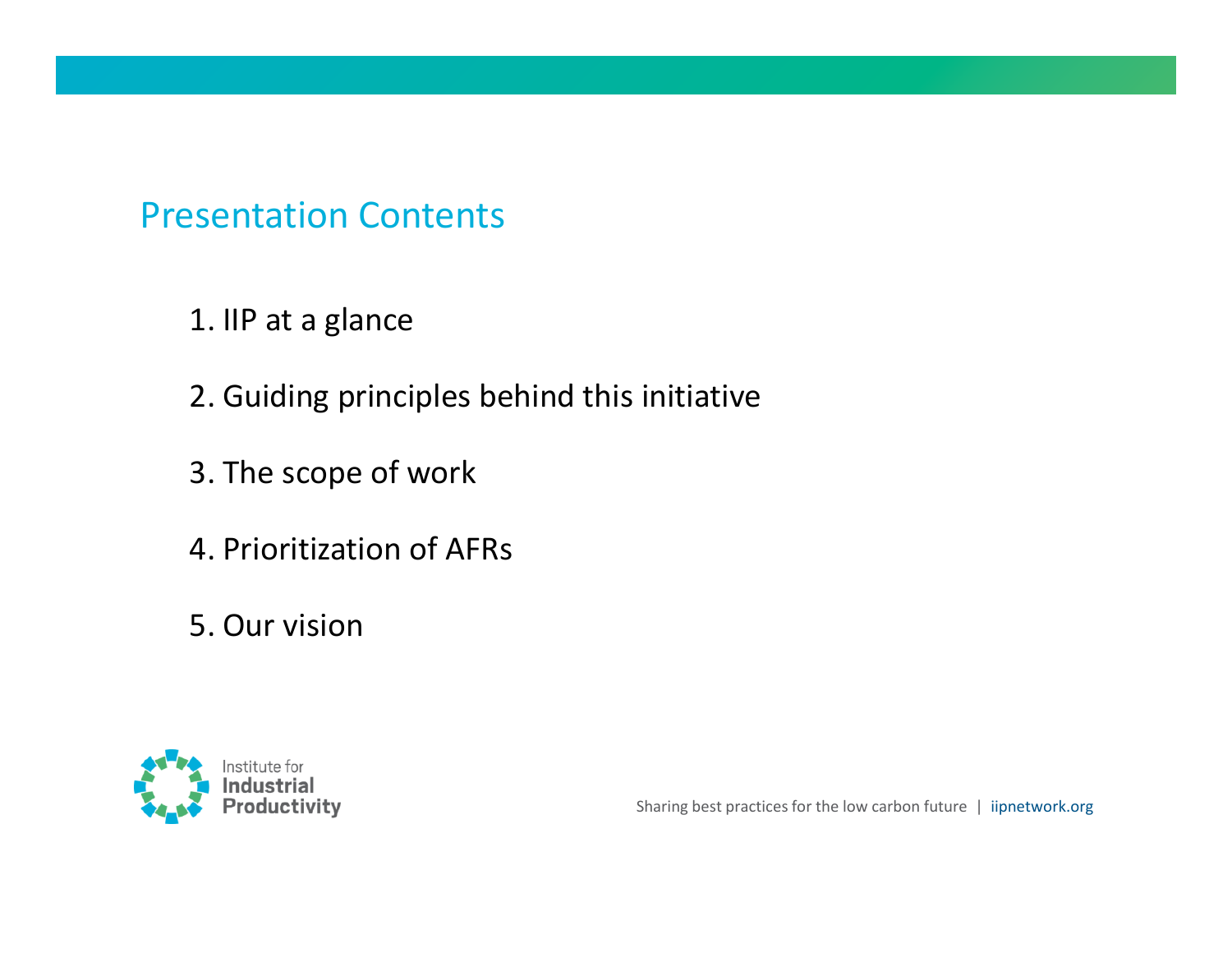## Presentation Contents

1. IIP at a glance
2. Guiding principles behind this initiative
3. The scope of work
4. Prioritization of AFRs
5. Our vision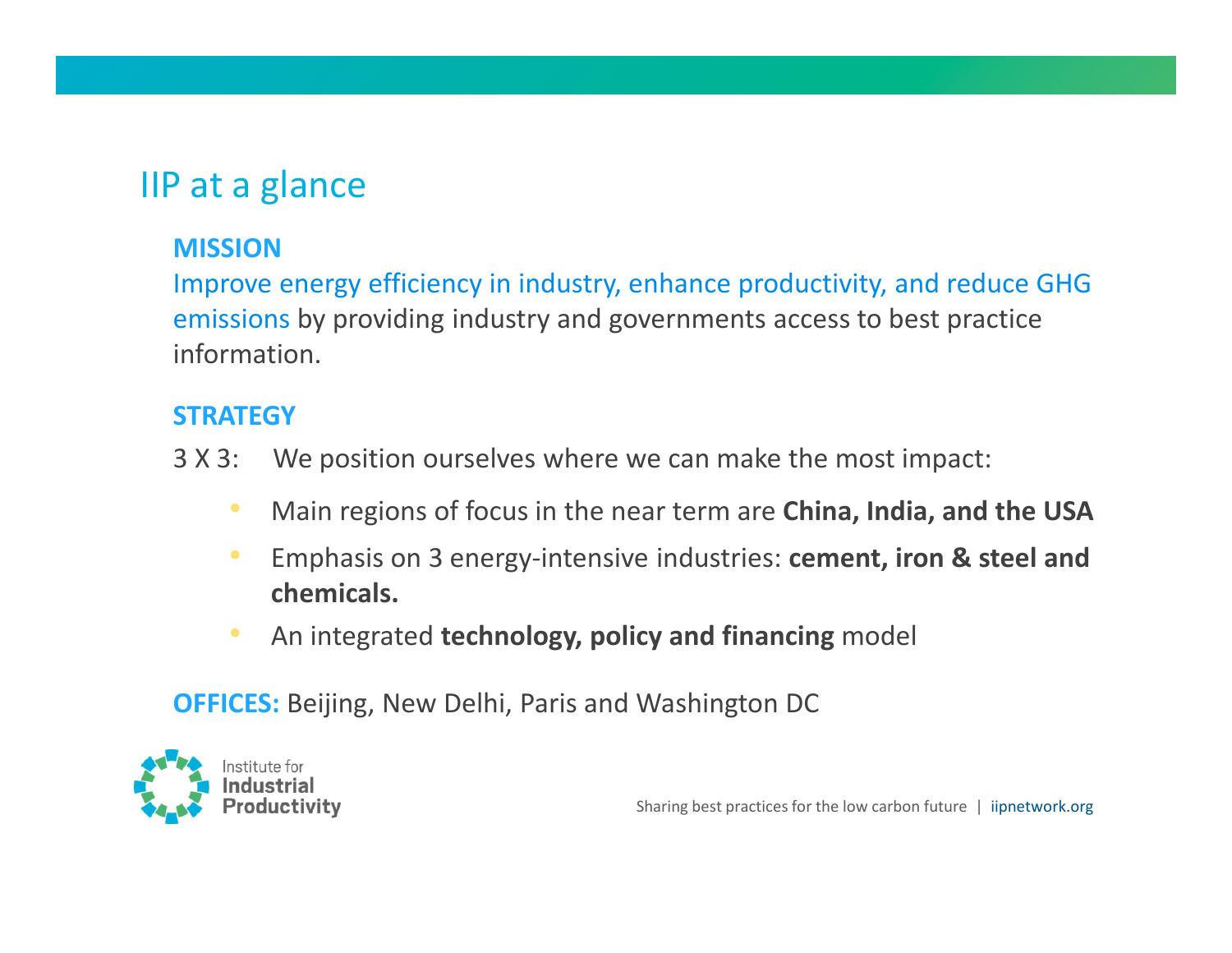# IIP at a glance

**MISSION**

Improve energy efficiency in industry, enhance productivity, and reduce GHG emissions by providing industry and governments access to best practice information.

**STRATEGY**

3 X 3: We position ourselves where we can make the most impact:

- Main regions of focus in the near term are **China, India, and the USA**
- Emphasis on 3 energy-intensive industries: **cement, iron & steel and chemicals.**
- An integrated **technology, policy and financing** model

**OFFICES:** Beijing, New Delhi, Paris and Washington DC

Institute for Industrial Productivity

Sharing best practices for the low carbon future | iipnetwork.org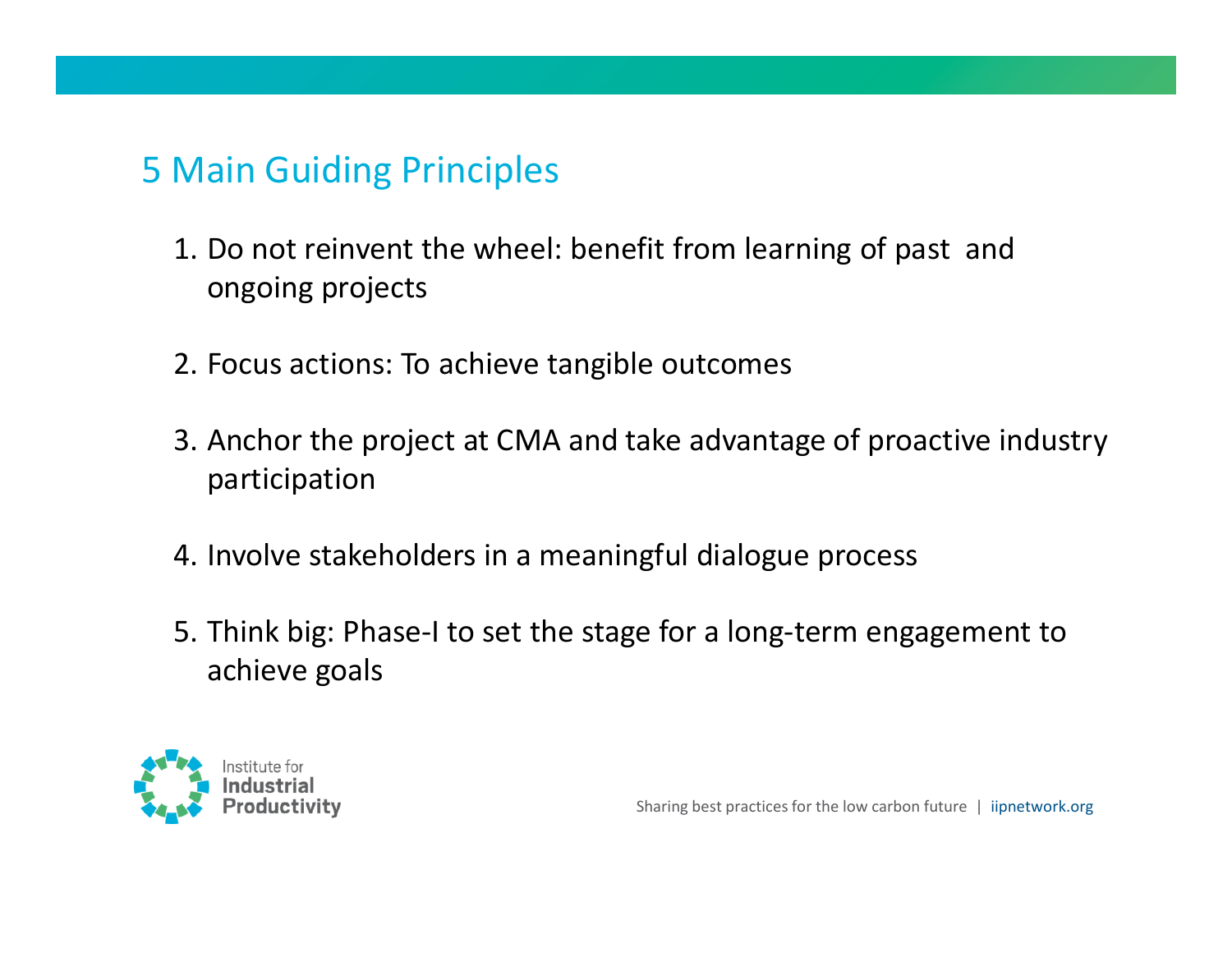## 5 Main Guiding Principles

1. Do not reinvent the wheel: benefit from learning of past and ongoing projects
2. Focus actions: To achieve tangible outcomes
3. Anchor the project at CMA and take advantage of proactive industry participation
4. Involve stakeholders in a meaningful dialogue process
5. Think big: Phase-I to set the stage for a long-term engagement to achieve goals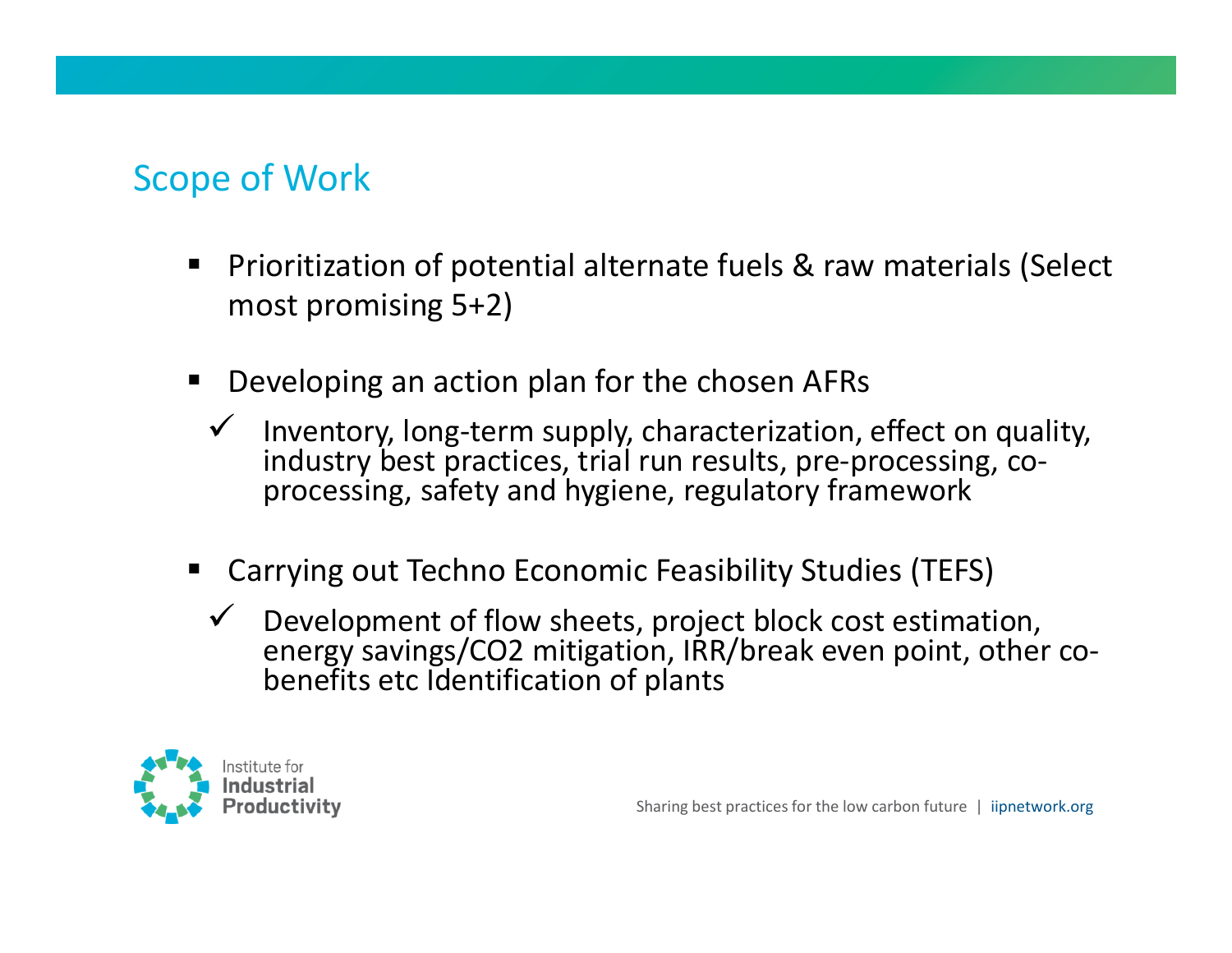## Scope of Work

- Prioritization of potential alternate fuels & raw materials (Select most promising 5+2)
- Developing an action plan for the chosen AFRs
  - ✓ Inventory, long-term supply, characterization, effect on quality, industry best practices, trial run results, pre-processing, co-processing, safety and hygiene, regulatory framework
- Carrying out Techno Economic Feasibility Studies (TEFS)
  - ✓ Development of flow sheets, project block cost estimation, energy savings/CO2 mitigation, IRR/break even point, other co-benefits etc Identification of plants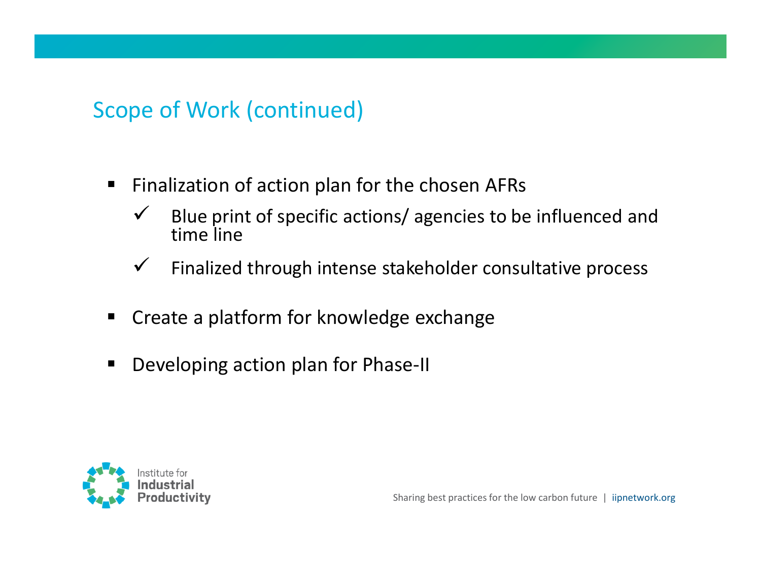## Scope of Work (continued)

- Finalization of action plan for the chosen AFRs
  - ✓ Blue print of specific actions/ agencies to be influenced and time line
  - ✓ Finalized through intense stakeholder consultative process
- Create a platform for knowledge exchange
- Developing action plan for Phase-II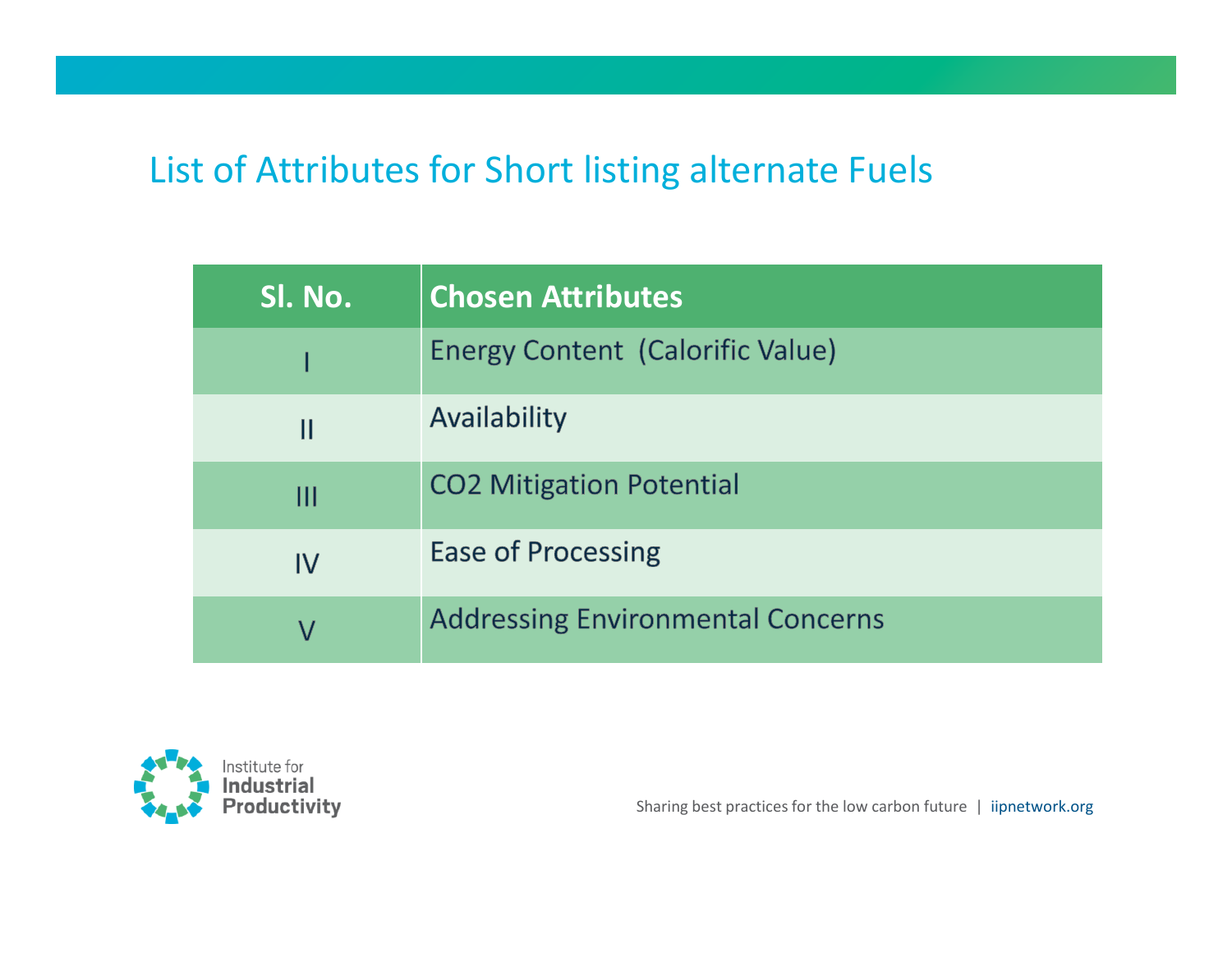# List of Attributes for Short listing alternate Fuels

| Sl. No. | Chosen Attributes |
|---|---|
| I | Energy Content (Calorific Value) |
| II | Availability |
| III | $CO_2$ Mitigation Potential |
| IV | Ease of Processing |
| V | Addressing Environmental Concerns |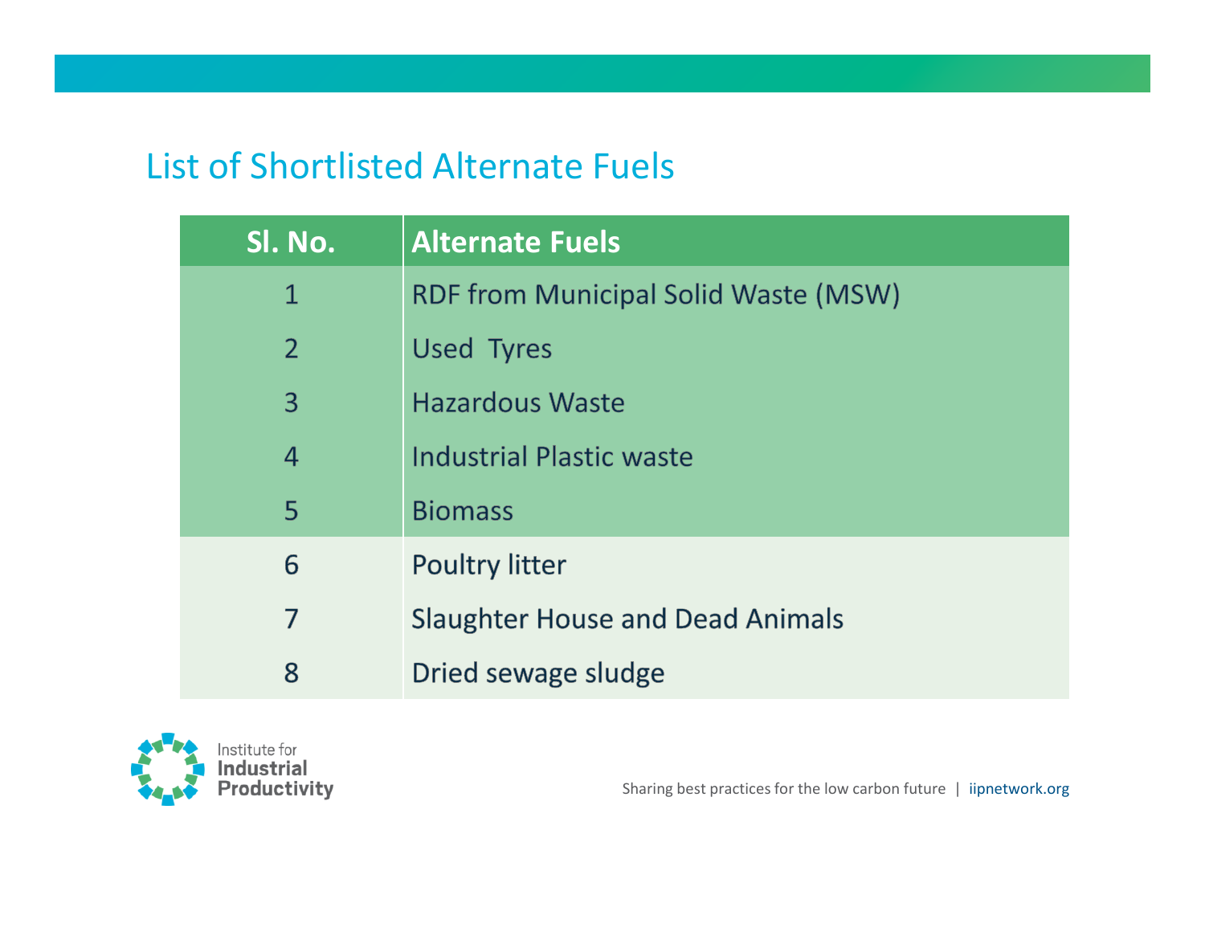## List of Shortlisted Alternate Fuels

| Sl. No. | Alternate Fuels |
|---|---|
| 1 | RDF from Municipal Solid Waste (MSW) |
| 2 | Used Tyres |
| 3 | Hazardous Waste |
| 4 | Industrial Plastic waste |
| 5 | Biomass |
| 6 | Poultry litter |
| 7 | Slaughter House and Dead Animals |
| 8 | Dried sewage sludge |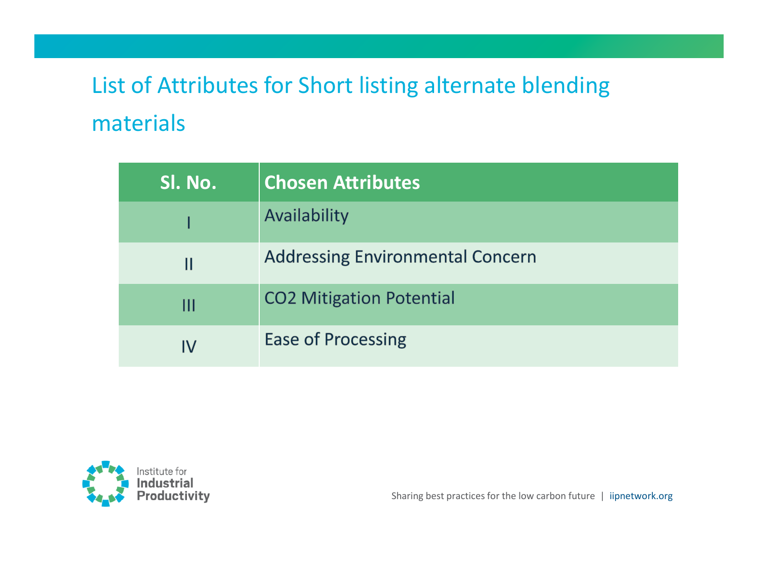# List of Attributes for Short listing alternate blending materials

| Sl. No. | Chosen Attributes |
| --- | --- |
| I | Availability |
| II | Addressing Environmental Concern |
| III | $CO_2$ Mitigation Potential |
| IV | Ease of Processing |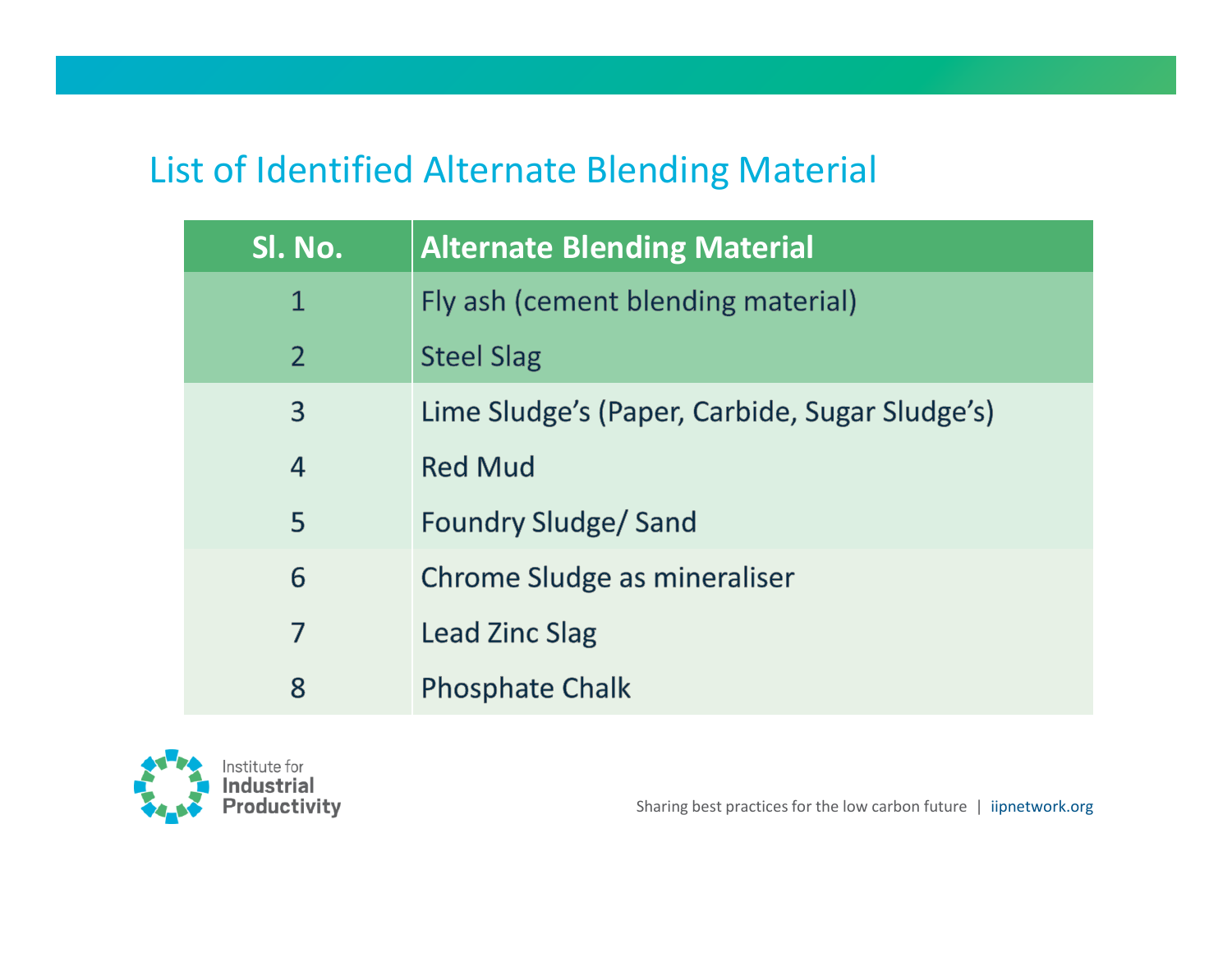## List of Identified Alternate Blending Material

| Sl. No. | Alternate Blending Material |
|---|---|
| 1 | Fly ash (cement blending material) |
| 2 | Steel Slag |
| 3 | Lime Sludge’s (Paper, Carbide, Sugar Sludge’s) |
| 4 | Red Mud |
| 5 | Foundry Sludge/ Sand |
| 6 | Chrome Sludge as mineraliser |
| 7 | Lead Zinc Slag |
| 8 | Phosphate Chalk |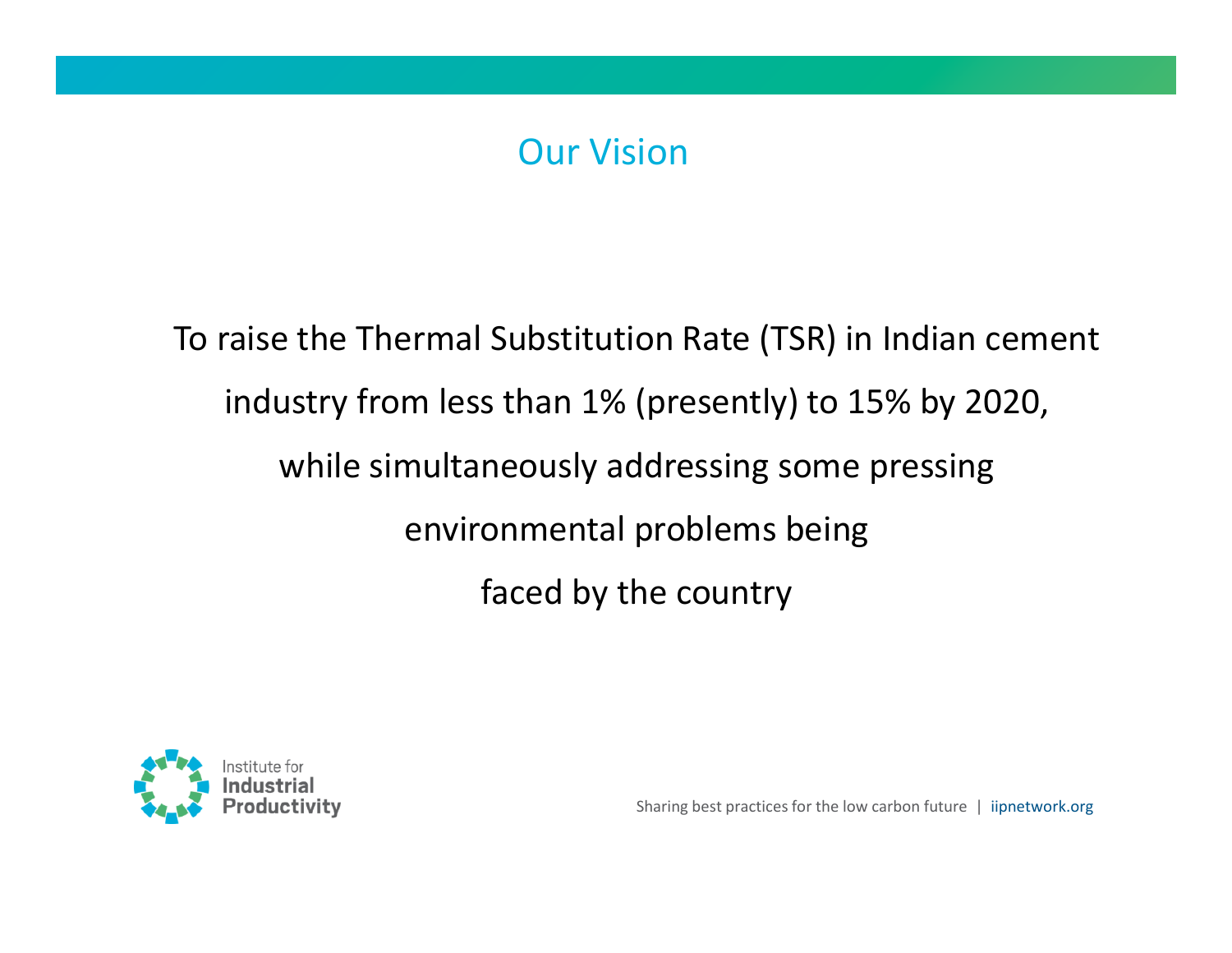# Our Vision

To raise the Thermal Substitution Rate (TSR) in Indian cement industry from less than 1% (presently) to 15% by 2020, while simultaneously addressing some pressing environmental problems being faced by the country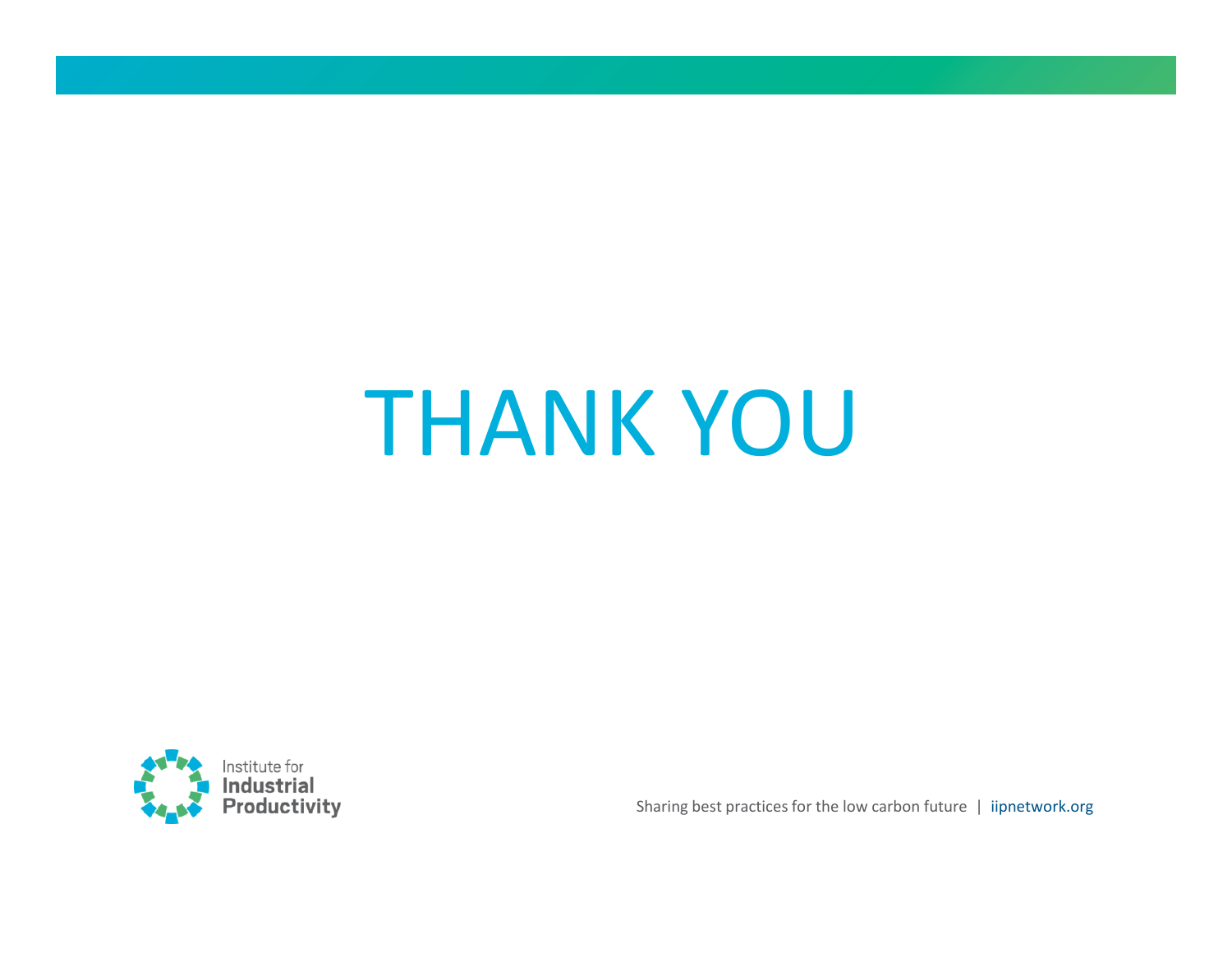# THANK YOU

Institute for **Industrial Productivity**

Sharing best practices for the low carbon future | iipnetwork.org